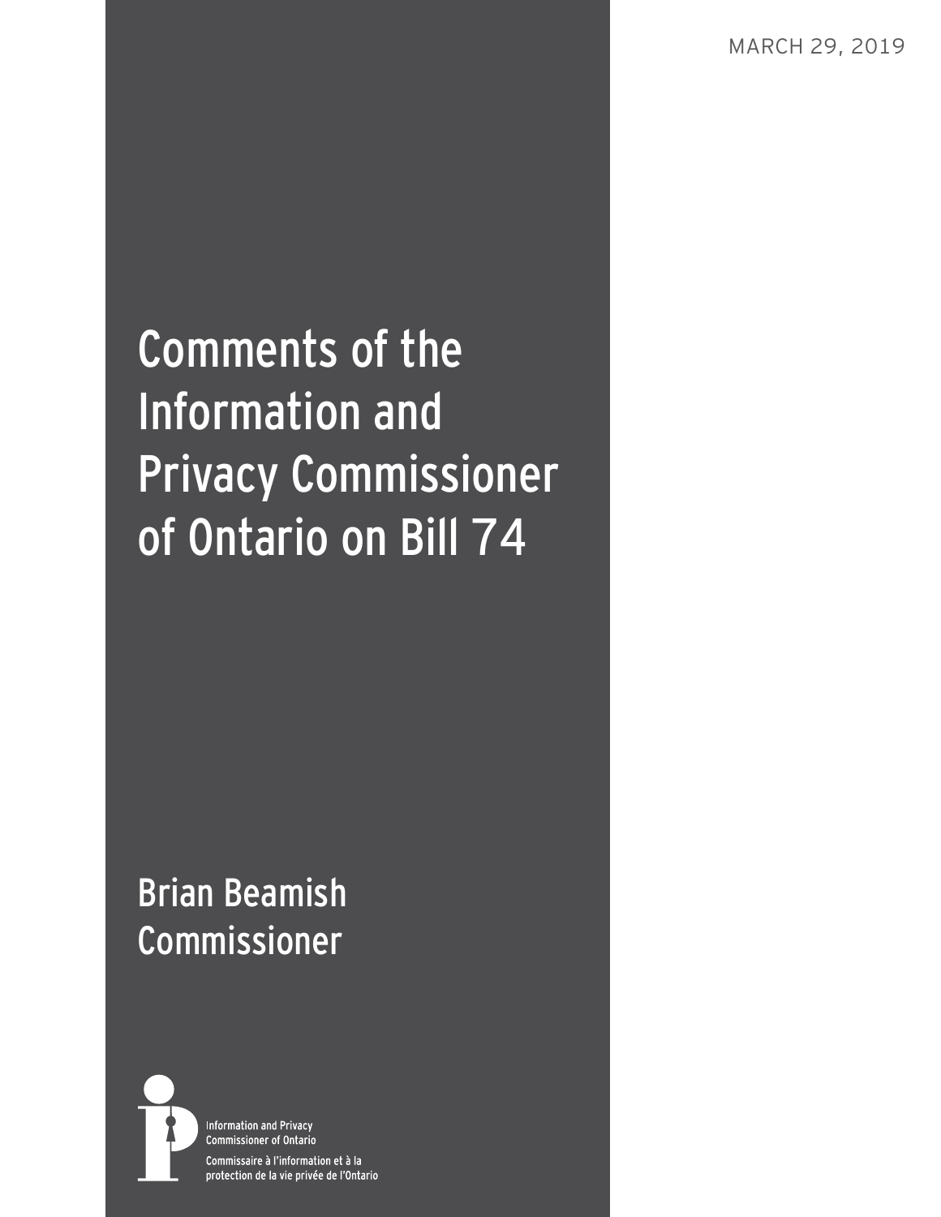MARCH 29, 2019

# Comments of the Information and Privacy Commissioner of Ontario on Bill 74

Brian Beamish
Commissioner

Information and Privacy Commissioner of Ontario

Commissaire à l'information et à la protection de la vie privée de l'Ontario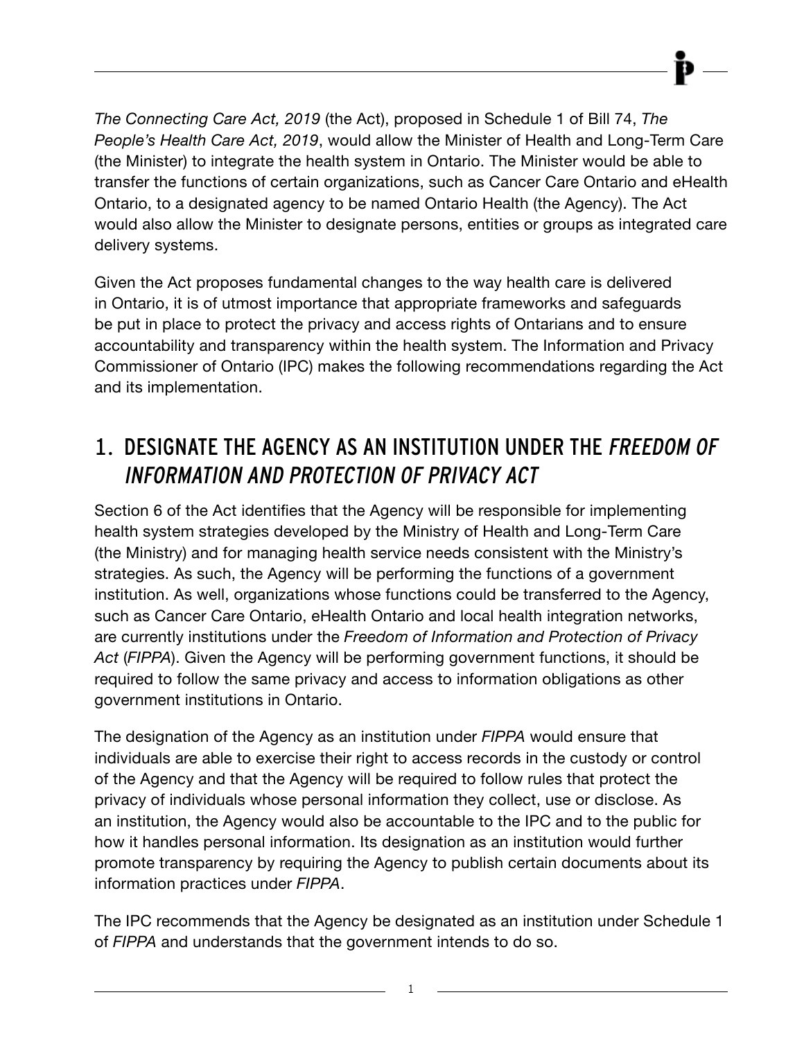*The Connecting Care Act, 2019* (the Act), proposed in Schedule 1 of Bill 74, *The People's Health Care Act, 2019*, would allow the Minister of Health and Long-Term Care (the Minister) to integrate the health system in Ontario. The Minister would be able to transfer the functions of certain organizations, such as Cancer Care Ontario and eHealth Ontario, to a designated agency to be named Ontario Health (the Agency). The Act would also allow the Minister to designate persons, entities or groups as integrated care delivery systems.

Given the Act proposes fundamental changes to the way health care is delivered in Ontario, it is of utmost importance that appropriate frameworks and safeguards be put in place to protect the privacy and access rights of Ontarians and to ensure accountability and transparency within the health system. The Information and Privacy Commissioner of Ontario (IPC) makes the following recommendations regarding the Act and its implementation.

## 1. DESIGNATE THE AGENCY AS AN INSTITUTION UNDER THE *FREEDOM OF INFORMATION AND PROTECTION OF PRIVACY ACT*

Section 6 of the Act identifies that the Agency will be responsible for implementing health system strategies developed by the Ministry of Health and Long-Term Care (the Ministry) and for managing health service needs consistent with the Ministry's strategies. As such, the Agency will be performing the functions of a government institution. As well, organizations whose functions could be transferred to the Agency, such as Cancer Care Ontario, eHealth Ontario and local health integration networks, are currently institutions under the *Freedom of Information and Protection of Privacy Act* (*FIPPA*). Given the Agency will be performing government functions, it should be required to follow the same privacy and access to information obligations as other government institutions in Ontario.

The designation of the Agency as an institution under *FIPPA* would ensure that individuals are able to exercise their right to access records in the custody or control of the Agency and that the Agency will be required to follow rules that protect the privacy of individuals whose personal information they collect, use or disclose. As an institution, the Agency would also be accountable to the IPC and to the public for how it handles personal information. Its designation as an institution would further promote transparency by requiring the Agency to publish certain documents about its information practices under *FIPPA*.

The IPC recommends that the Agency be designated as an institution under Schedule 1 of *FIPPA* and understands that the government intends to do so.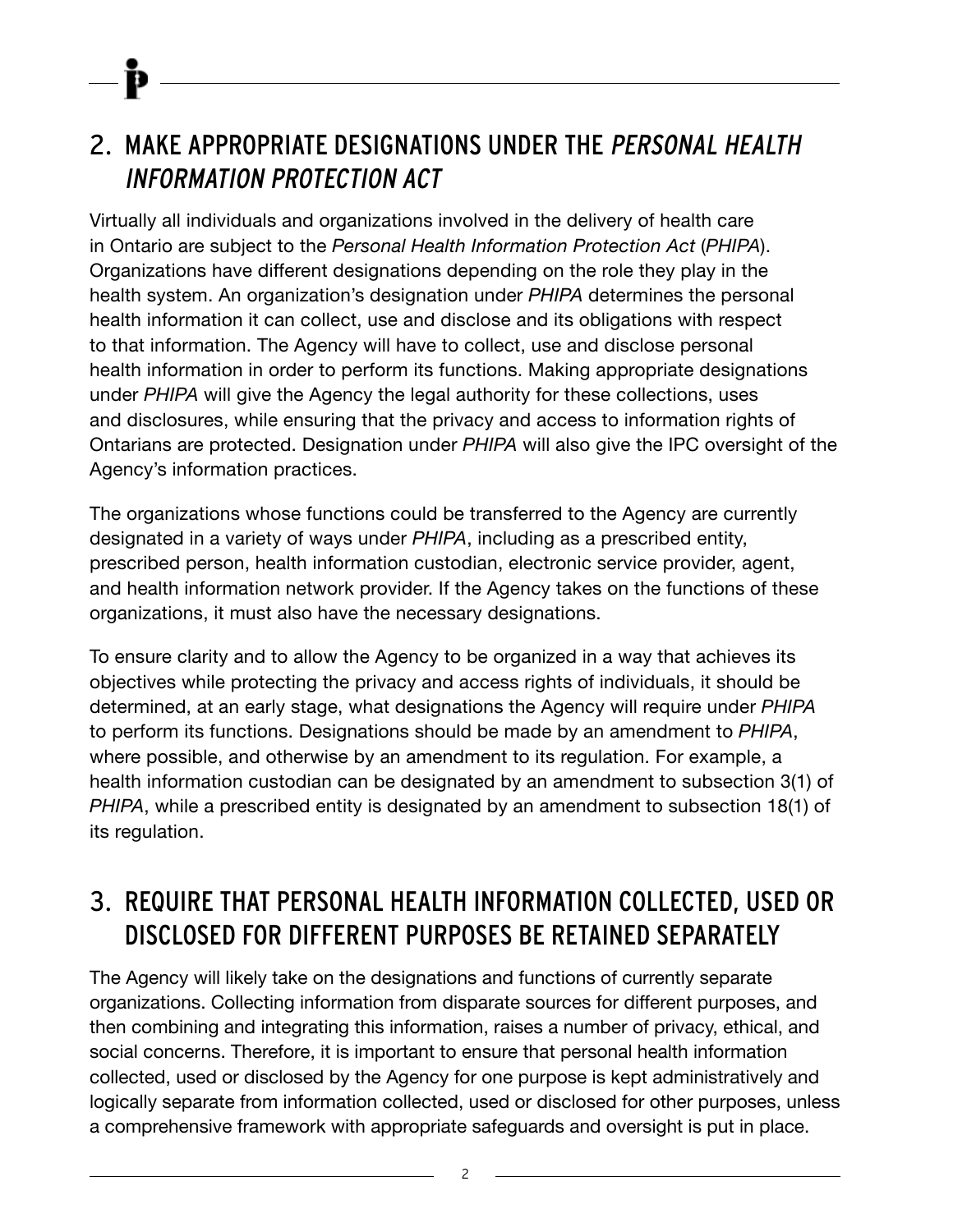## 2. MAKE APPROPRIATE DESIGNATIONS UNDER THE *PERSONAL HEALTH INFORMATION PROTECTION ACT*

Virtually all individuals and organizations involved in the delivery of health care in Ontario are subject to the *Personal Health Information Protection Act* (*PHIPA*). Organizations have different designations depending on the role they play in the health system. An organization's designation under *PHIPA* determines the personal health information it can collect, use and disclose and its obligations with respect to that information. The Agency will have to collect, use and disclose personal health information in order to perform its functions. Making appropriate designations under *PHIPA* will give the Agency the legal authority for these collections, uses and disclosures, while ensuring that the privacy and access to information rights of Ontarians are protected. Designation under *PHIPA* will also give the IPC oversight of the Agency's information practices.

The organizations whose functions could be transferred to the Agency are currently designated in a variety of ways under *PHIPA*, including as a prescribed entity, prescribed person, health information custodian, electronic service provider, agent, and health information network provider. If the Agency takes on the functions of these organizations, it must also have the necessary designations.

To ensure clarity and to allow the Agency to be organized in a way that achieves its objectives while protecting the privacy and access rights of individuals, it should be determined, at an early stage, what designations the Agency will require under *PHIPA* to perform its functions. Designations should be made by an amendment to *PHIPA*, where possible, and otherwise by an amendment to its regulation. For example, a health information custodian can be designated by an amendment to subsection 3(1) of *PHIPA*, while a prescribed entity is designated by an amendment to subsection 18(1) of its regulation.

## 3. REQUIRE THAT PERSONAL HEALTH INFORMATION COLLECTED, USED OR DISCLOSED FOR DIFFERENT PURPOSES BE RETAINED SEPARATELY

The Agency will likely take on the designations and functions of currently separate organizations. Collecting information from disparate sources for different purposes, and then combining and integrating this information, raises a number of privacy, ethical, and social concerns. Therefore, it is important to ensure that personal health information collected, used or disclosed by the Agency for one purpose is kept administratively and logically separate from information collected, used or disclosed for other purposes, unless a comprehensive framework with appropriate safeguards and oversight is put in place.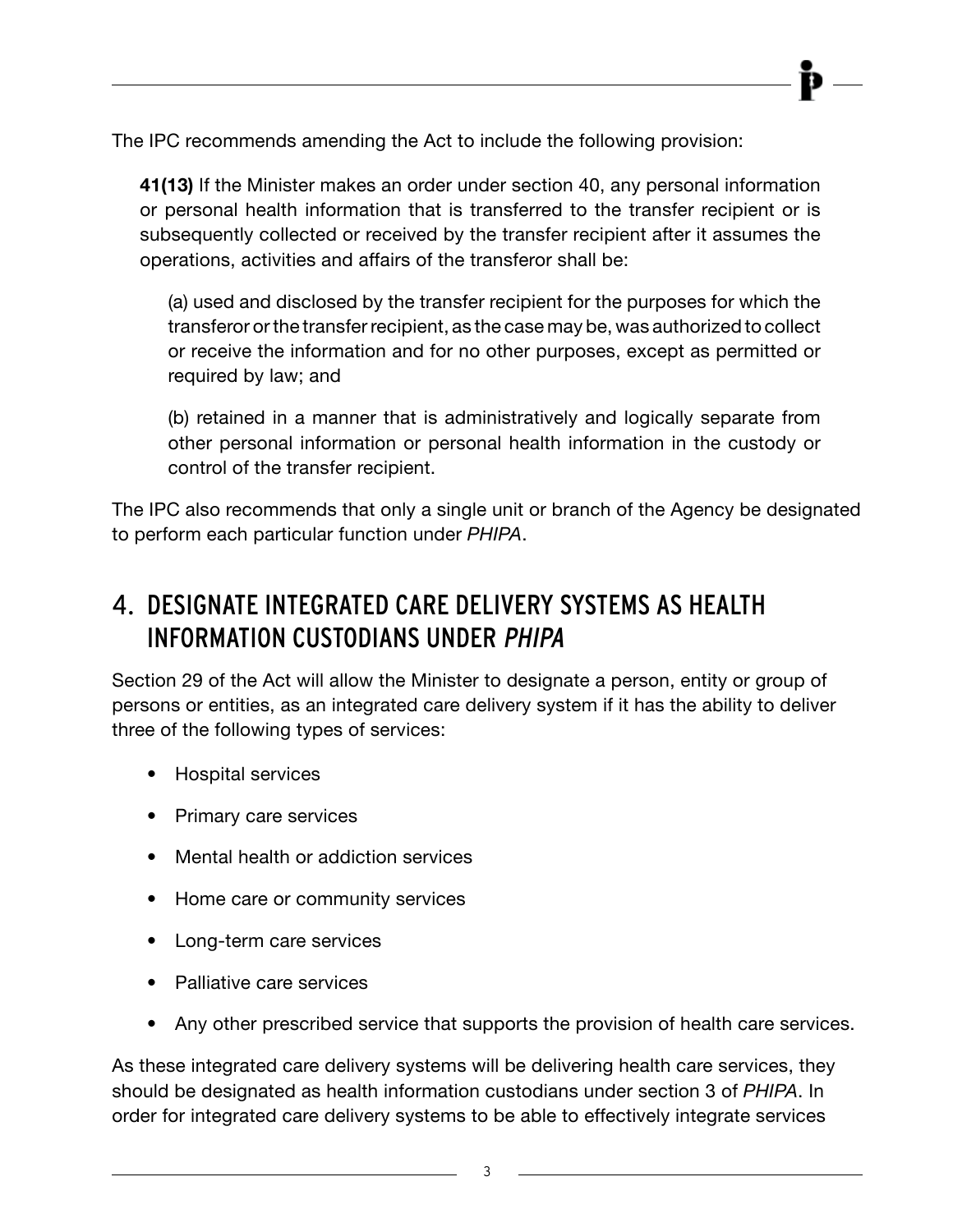The IPC recommends amending the Act to include the following provision:

> **41(13)** If the Minister makes an order under section 40, any personal information or personal health information that is transferred to the transfer recipient or is subsequently collected or received by the transfer recipient after it assumes the operations, activities and affairs of the transferor shall be:
>
> (a) used and disclosed by the transfer recipient for the purposes for which the transferor or the transfer recipient, as the case may be, was authorized to collect or receive the information and for no other purposes, except as permitted or required by law; and
>
> (b) retained in a manner that is administratively and logically separate from other personal information or personal health information in the custody or control of the transfer recipient.

The IPC also recommends that only a single unit or branch of the Agency be designated to perform each particular function under *PHIPA*.

## 4. DESIGNATE INTEGRATED CARE DELIVERY SYSTEMS AS HEALTH INFORMATION CUSTODIANS UNDER *PHIPA*

Section 29 of the Act will allow the Minister to designate a person, entity or group of persons or entities, as an integrated care delivery system if it has the ability to deliver three of the following types of services:

- Hospital services
- Primary care services
- Mental health or addiction services
- Home care or community services
- Long-term care services
- Palliative care services
- Any other prescribed service that supports the provision of health care services.

As these integrated care delivery systems will be delivering health care services, they should be designated as health information custodians under section 3 of *PHIPA*. In order for integrated care delivery systems to be able to effectively integrate services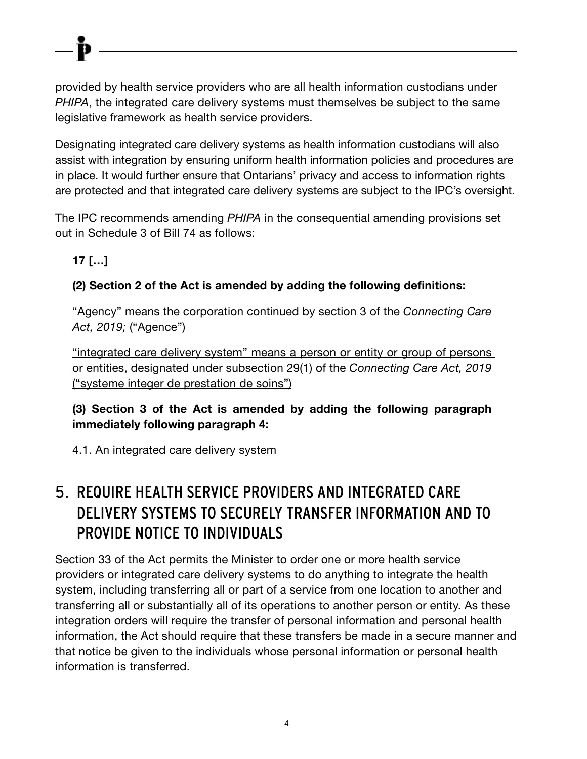provided by health service providers who are all health information custodians under *PHIPA*, the integrated care delivery systems must themselves be subject to the same legislative framework as health service providers.

Designating integrated care delivery systems as health information custodians will also assist with integration by ensuring uniform health information policies and procedures are in place. It would further ensure that Ontarians' privacy and access to information rights are protected and that integrated care delivery systems are subject to the IPC's oversight.

The IPC recommends amending *PHIPA* in the consequential amending provisions set out in Schedule 3 of Bill 74 as follows:

> **17 […]**
>
> **(2) Section 2 of the Act is amended by adding the following definition<u>s</u>:**
>
> "Agency" means the corporation continued by section 3 of the *Connecting Care Act, 2019;* ("Agence")
>
> <u>"integrated care delivery system" means a person or entity or group of persons or entities, designated under subsection 29(1) of the *Connecting Care Act, 2019* ("systeme integer de prestation de soins")</u>
>
> **(3) Section 3 of the Act is amended by adding the following paragraph immediately following paragraph 4:**
>
> <u>4.1. An integrated care delivery system</u>

## 5. REQUIRE HEALTH SERVICE PROVIDERS AND INTEGRATED CARE DELIVERY SYSTEMS TO SECURELY TRANSFER INFORMATION AND TO PROVIDE NOTICE TO INDIVIDUALS

Section 33 of the Act permits the Minister to order one or more health service providers or integrated care delivery systems to do anything to integrate the health system, including transferring all or part of a service from one location to another and transferring all or substantially all of its operations to another person or entity. As these integration orders will require the transfer of personal information and personal health information, the Act should require that these transfers be made in a secure manner and that notice be given to the individuals whose personal information or personal health information is transferred.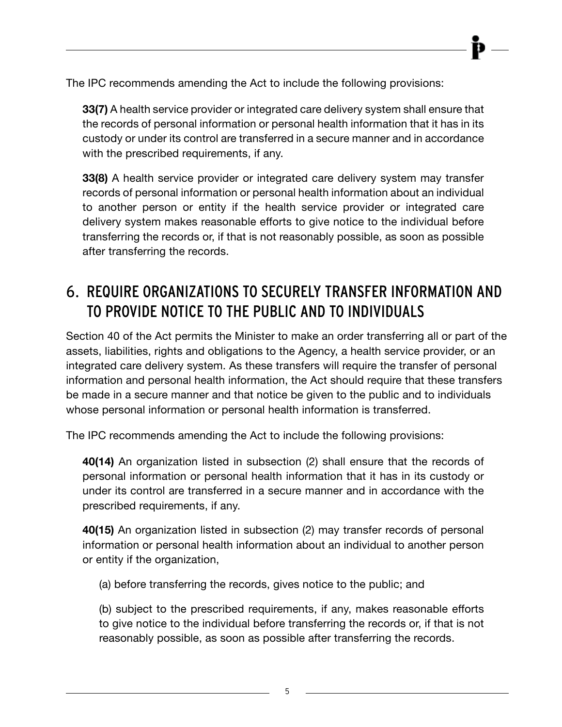The IPC recommends amending the Act to include the following provisions:

> **33(7)** A health service provider or integrated care delivery system shall ensure that the records of personal information or personal health information that it has in its custody or under its control are transferred in a secure manner and in accordance with the prescribed requirements, if any.
>
> **33(8)** A health service provider or integrated care delivery system may transfer records of personal information or personal health information about an individual to another person or entity if the health service provider or integrated care delivery system makes reasonable efforts to give notice to the individual before transferring the records or, if that is not reasonably possible, as soon as possible after transferring the records.

## 6. REQUIRE ORGANIZATIONS TO SECURELY TRANSFER INFORMATION AND TO PROVIDE NOTICE TO THE PUBLIC AND TO INDIVIDUALS

Section 40 of the Act permits the Minister to make an order transferring all or part of the assets, liabilities, rights and obligations to the Agency, a health service provider, or an integrated care delivery system. As these transfers will require the transfer of personal information and personal health information, the Act should require that these transfers be made in a secure manner and that notice be given to the public and to individuals whose personal information or personal health information is transferred.

The IPC recommends amending the Act to include the following provisions:

> **40(14)** An organization listed in subsection (2) shall ensure that the records of personal information or personal health information that it has in its custody or under its control are transferred in a secure manner and in accordance with the prescribed requirements, if any.
>
> **40(15)** An organization listed in subsection (2) may transfer records of personal information or personal health information about an individual to another person or entity if the organization,
>
> (a) before transferring the records, gives notice to the public; and
>
> (b) subject to the prescribed requirements, if any, makes reasonable efforts to give notice to the individual before transferring the records or, if that is not reasonably possible, as soon as possible after transferring the records.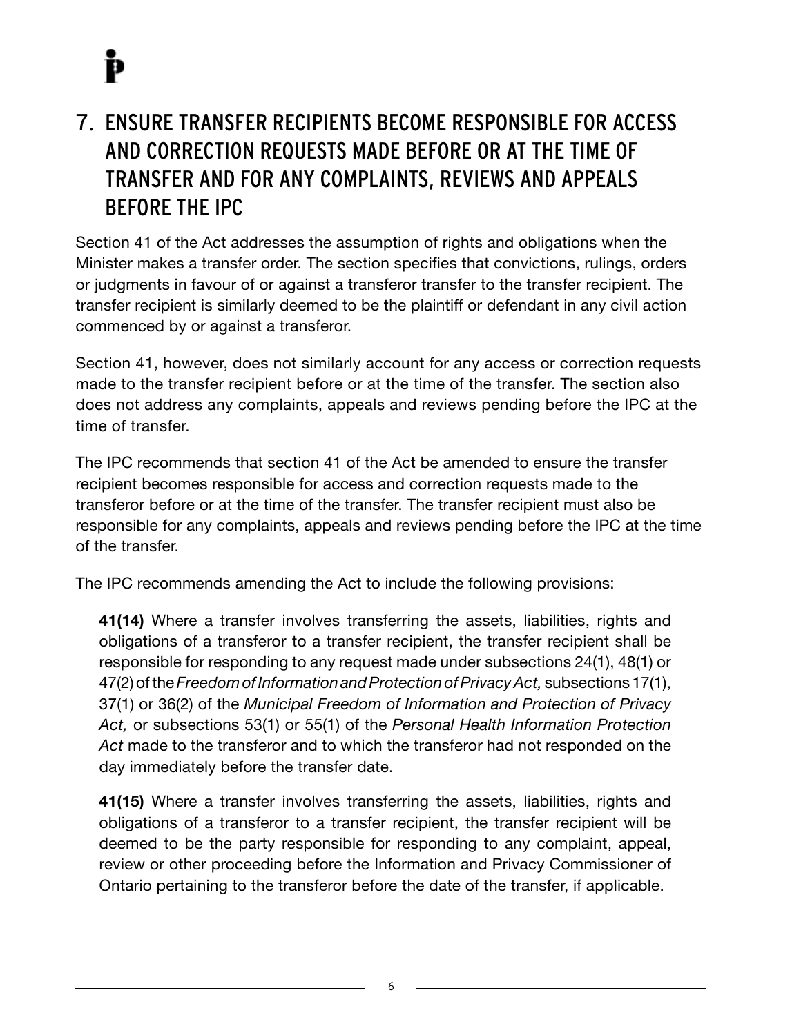## 7. ENSURE TRANSFER RECIPIENTS BECOME RESPONSIBLE FOR ACCESS AND CORRECTION REQUESTS MADE BEFORE OR AT THE TIME OF TRANSFER AND FOR ANY COMPLAINTS, REVIEWS AND APPEALS BEFORE THE IPC

Section 41 of the Act addresses the assumption of rights and obligations when the Minister makes a transfer order. The section specifies that convictions, rulings, orders or judgments in favour of or against a transferor transfer to the transfer recipient. The transfer recipient is similarly deemed to be the plaintiff or defendant in any civil action commenced by or against a transferor.

Section 41, however, does not similarly account for any access or correction requests made to the transfer recipient before or at the time of the transfer. The section also does not address any complaints, appeals and reviews pending before the IPC at the time of transfer.

The IPC recommends that section 41 of the Act be amended to ensure the transfer recipient becomes responsible for access and correction requests made to the transferor before or at the time of the transfer. The transfer recipient must also be responsible for any complaints, appeals and reviews pending before the IPC at the time of the transfer.

The IPC recommends amending the Act to include the following provisions:

> **41(14)** Where a transfer involves transferring the assets, liabilities, rights and obligations of a transferor to a transfer recipient, the transfer recipient shall be responsible for responding to any request made under subsections 24(1), 48(1) or 47(2) of the *Freedom of Information and Protection of Privacy Act,* subsections 17(1), 37(1) or 36(2) of the *Municipal Freedom of Information and Protection of Privacy Act,* or subsections 53(1) or 55(1) of the *Personal Health Information Protection Act* made to the transferor and to which the transferor had not responded on the day immediately before the transfer date.
>
> **41(15)** Where a transfer involves transferring the assets, liabilities, rights and obligations of a transferor to a transfer recipient, the transfer recipient will be deemed to be the party responsible for responding to any complaint, appeal, review or other proceeding before the Information and Privacy Commissioner of Ontario pertaining to the transferor before the date of the transfer, if applicable.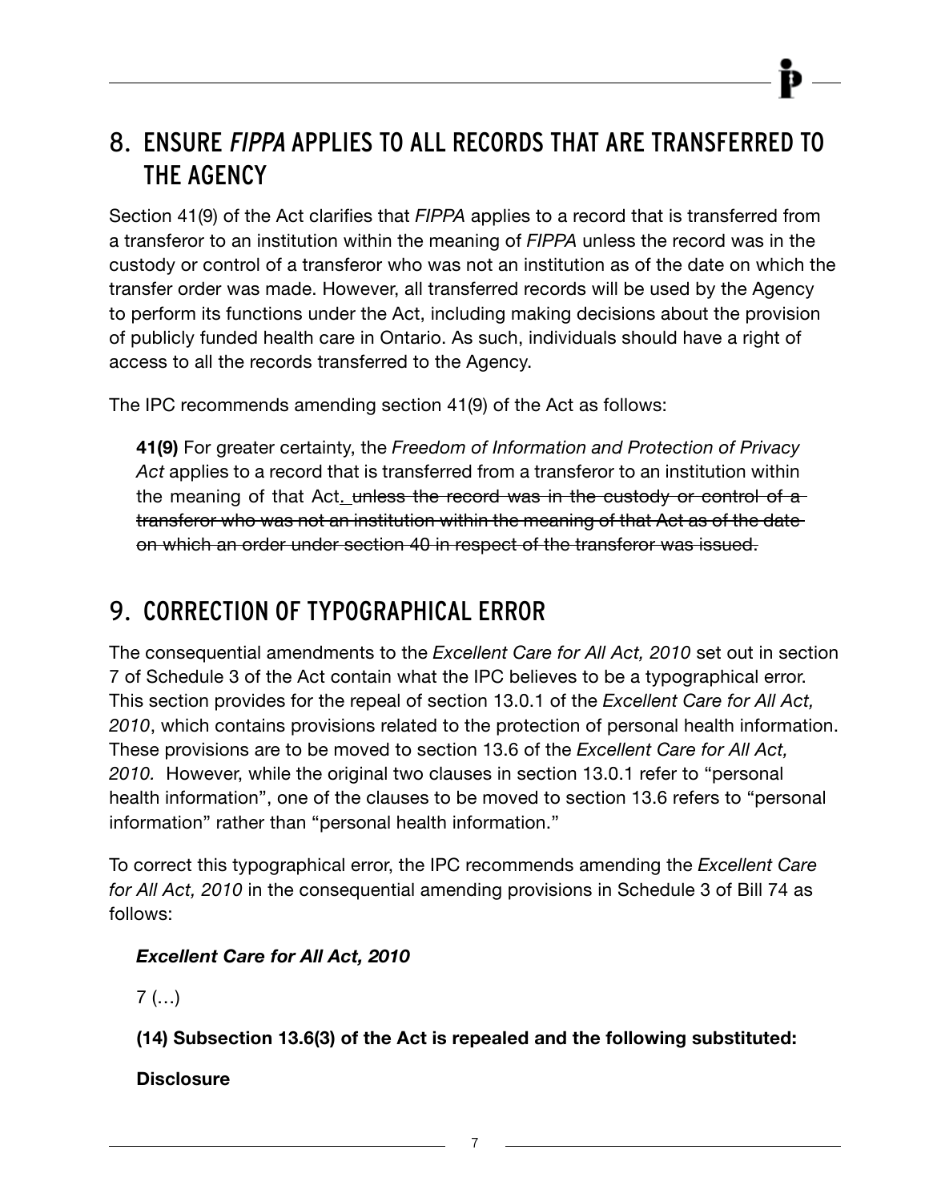## 8. ENSURE *FIPPA* APPLIES TO ALL RECORDS THAT ARE TRANSFERRED TO THE AGENCY

Section 41(9) of the Act clarifies that *FIPPA* applies to a record that is transferred from a transferor to an institution within the meaning of *FIPPA* unless the record was in the custody or control of a transferor who was not an institution as of the date on which the transfer order was made. However, all transferred records will be used by the Agency to perform its functions under the Act, including making decisions about the provision of publicly funded health care in Ontario. As such, individuals should have a right of access to all the records transferred to the Agency.

The IPC recommends amending section 41(9) of the Act as follows:

> **41(9)** For greater certainty, the *Freedom of Information and Protection of Privacy Act* applies to a record that is transferred from a transferor to an institution within the meaning of that Act<u>.</u> ~~unless the record was in the custody or control of a transferor who was not an institution within the meaning of that Act as of the date on which an order under section 40 in respect of the transferor was issued.~~

## 9. CORRECTION OF TYPOGRAPHICAL ERROR

The consequential amendments to the *Excellent Care for All Act, 2010* set out in section 7 of Schedule 3 of the Act contain what the IPC believes to be a typographical error. This section provides for the repeal of section 13.0.1 of the *Excellent Care for All Act, 2010*, which contains provisions related to the protection of personal health information. These provisions are to be moved to section 13.6 of the *Excellent Care for All Act, 2010.* However, while the original two clauses in section 13.0.1 refer to "personal health information", one of the clauses to be moved to section 13.6 refers to "personal information" rather than "personal health information."

To correct this typographical error, the IPC recommends amending the *Excellent Care for All Act, 2010* in the consequential amending provisions in Schedule 3 of Bill 74 as follows:

> ***Excellent Care for All Act, 2010***
>
> 7 (…)
>
> **(14) Subsection 13.6(3) of the Act is repealed and the following substituted:**
>
> **Disclosure**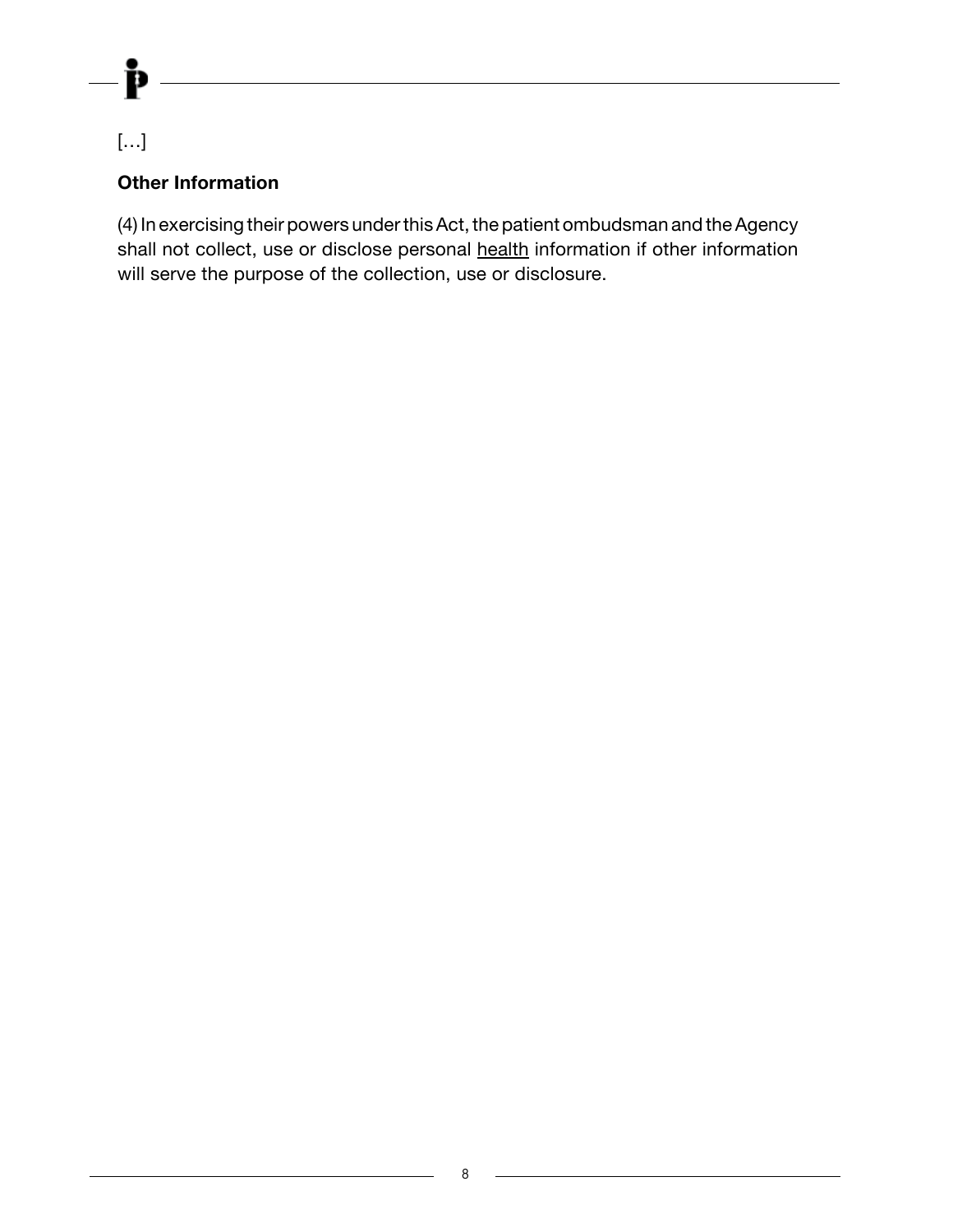[…]

**Other Information**

(4) In exercising their powers under this Act, the patient ombudsman and the Agency shall not collect, use or disclose personal <u>health</u> information if other information will serve the purpose of the collection, use or disclosure.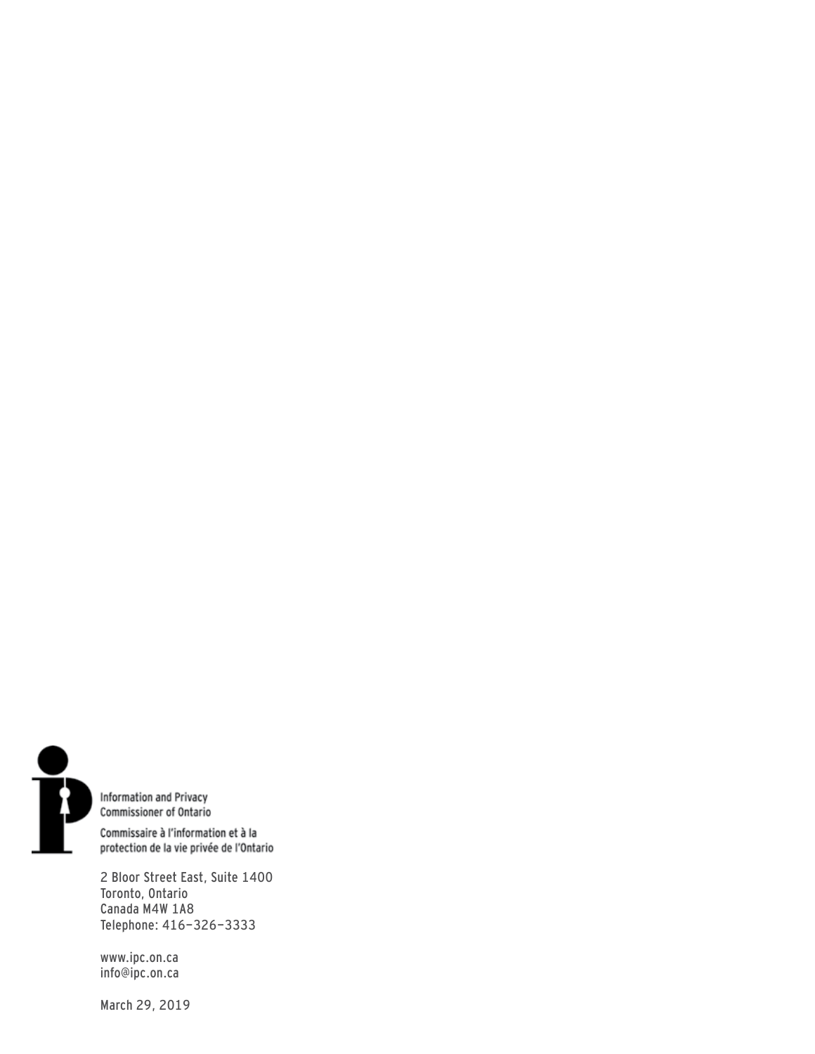Information and Privacy
Commissioner of Ontario

Commissaire à l'information et à la
protection de la vie privée de l'Ontario

2 Bloor Street East, Suite 1400
Toronto, Ontario
Canada M4W 1A8
Telephone: 416-326-3333

www.ipc.on.ca
info@ipc.on.ca

March 29, 2019